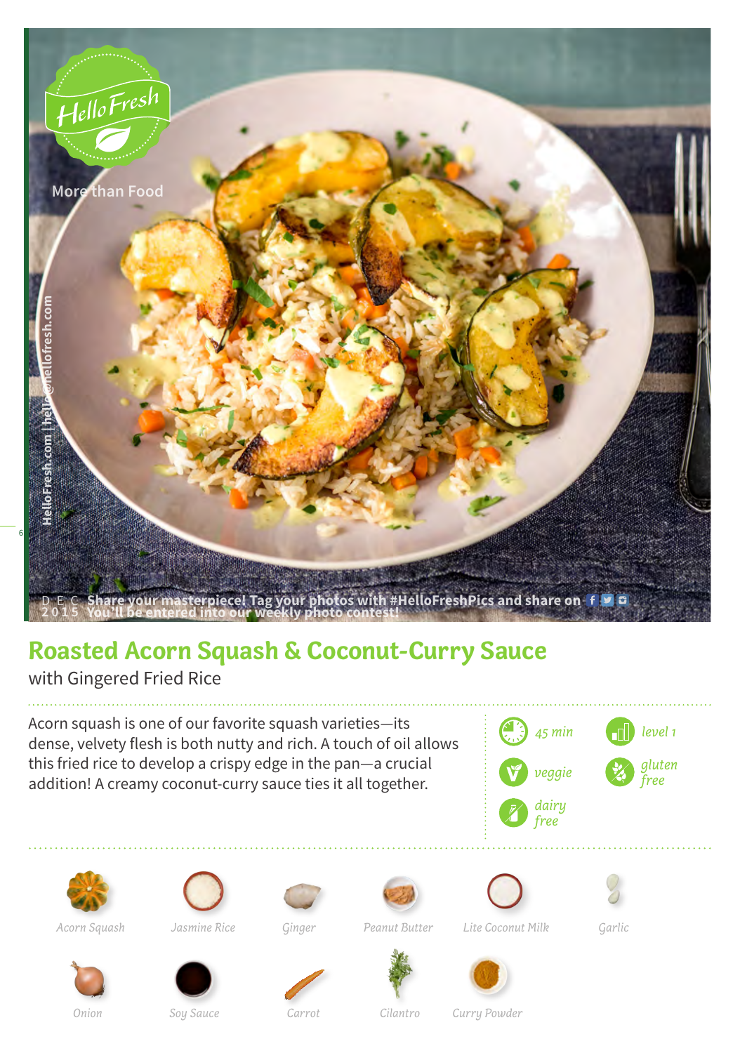HelloFresh

More than Food

HelloFresh.com | hello@hellofresh.com

DEC 2015 Share your masterpiece! Tag your photos with #HelloFreshPics and share on
You'll be entered into our weekly photo contest!

# Roasted Acorn Squash & Coconut-Curry Sauce

with Gingered Fried Rice

Acorn squash is one of our favorite squash varieties—its dense, velvety flesh is both nutty and rich. A touch of oil allows this fried rice to develop a crispy edge in the pan—a crucial addition! A creamy coconut-curry sauce ties it all together.

- 45 min
- level 1
- veggie
- gluten free
- dairy free

*Acorn Squash*, *Jasmine Rice*, *Ginger*, *Peanut Butter*, *Lite Coconut Milk*, *Garlic*, *Onion*, *Soy Sauce*, *Carrot*, *Cilantro*, *Curry Powder*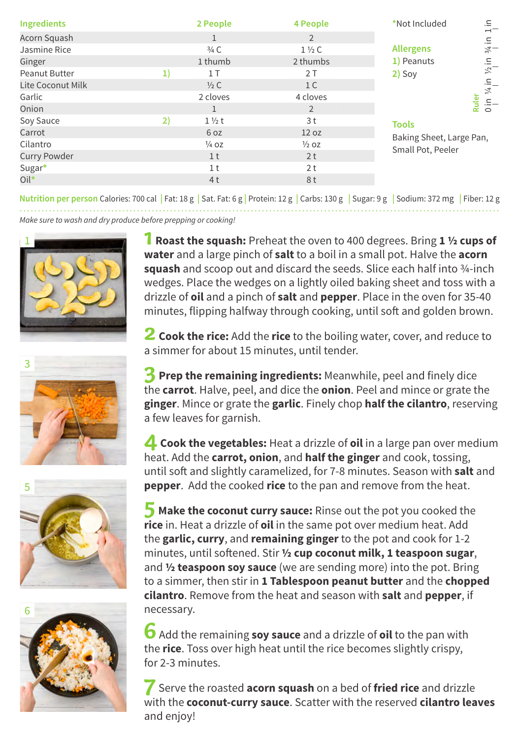| Ingredients | | 2 People | 4 People |
| --- | --- | --- | --- |
| Acorn Squash | | 1 | 2 |
| Jasmine Rice | | ¾ C | 1 ½ C |
| Ginger | | 1 thumb | 2 thumbs |
| Peanut Butter | 1) | 1 T | 2 T |
| Lite Coconut Milk | | ½ C | 1 C |
| Garlic | | 2 cloves | 4 cloves |
| Onion | | 1 | 2 |
| Soy Sauce | 2) | 1 ½ t | 3 t |
| Carrot | | 6 oz | 12 oz |
| Cilantro | | ¼ oz | ½ oz |
| Curry Powder | | 1 t | 2 t |
| Sugar* | | 1 t | 2 t |
| Oil* | | 4 t | 8 t |

*Not Included

**Allergens**

1) Peanuts
2) Soy

**Tools**

Baking Sheet, Large Pan, Small Pot, Peeler

Ruler
0 in ¼ in ½ in ¾ in 1 in

**Nutrition per person** Calories: 700 cal | Fat: 18 g | Sat. Fat: 6 g | Protein: 12 g | Carbs: 130 g | Sugar: 9 g | Sodium: 372 mg | Fiber: 12 g

*Make sure to wash and dry produce before prepping or cooking!*

1

3

5

6

**1 Roast the squash:** Preheat the oven to 400 degrees. Bring **1 ½ cups of water** and a large pinch of **salt** to a boil in a small pot. Halve the **acorn squash** and scoop out and discard the seeds. Slice each half into ¾-inch wedges. Place the wedges on a lightly oiled baking sheet and toss with a drizzle of **oil** and a pinch of **salt** and **pepper**. Place in the oven for 35-40 minutes, flipping halfway through cooking, until soft and golden brown.

**2 Cook the rice:** Add the **rice** to the boiling water, cover, and reduce to a simmer for about 15 minutes, until tender.

**3 Prep the remaining ingredients:** Meanwhile, peel and finely dice the **carrot**. Halve, peel, and dice the **onion**. Peel and mince or grate the **ginger**. Mince or grate the **garlic**. Finely chop **half the cilantro**, reserving a few leaves for garnish.

**4 Cook the vegetables:** Heat a drizzle of **oil** in a large pan over medium heat. Add the **carrot, onion**, and **half the ginger** and cook, tossing, until soft and slightly caramelized, for 7-8 minutes. Season with **salt** and **pepper**. Add the cooked **rice** to the pan and remove from the heat.

**5 Make the coconut curry sauce:** Rinse out the pot you cooked the **rice** in. Heat a drizzle of **oil** in the same pot over medium heat. Add the **garlic, curry**, and **remaining ginger** to the pot and cook for 1-2 minutes, until softened. Stir **½ cup coconut milk, 1 teaspoon sugar**, and **½ teaspoon soy sauce** (we are sending more) into the pot. Bring to a simmer, then stir in **1 Tablespoon peanut butter** and the **chopped cilantro**. Remove from the heat and season with **salt** and **pepper**, if necessary.

**6** Add the remaining **soy sauce** and a drizzle of **oil** to the pan with the **rice**. Toss over high heat until the rice becomes slightly crispy, for 2-3 minutes.

**7** Serve the roasted **acorn squash** on a bed of **fried rice** and drizzle with the **coconut-curry sauce**. Scatter with the reserved **cilantro leaves** and enjoy!